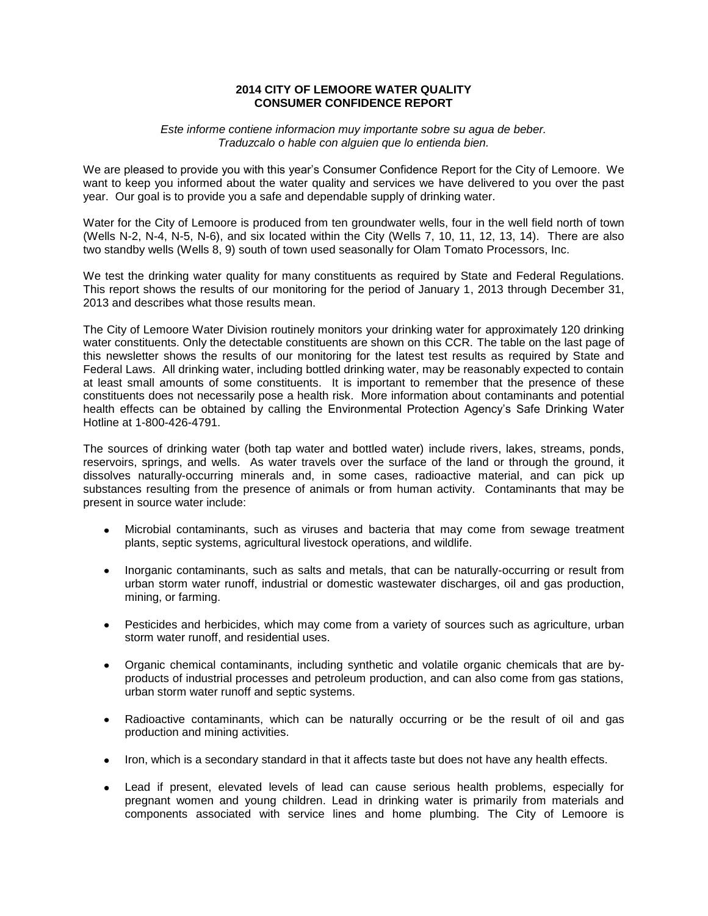# 2014 CITY OF LEMOORE WATER QUALITY CONSUMER CONFIDENCE REPORT

*Este informe contiene informacion muy importante sobre su agua de beber. Traduzcalo o hable con alguien que lo entienda bien.*

We are pleased to provide you with this year's Consumer Confidence Report for the City of Lemoore. We want to keep you informed about the water quality and services we have delivered to you over the past year. Our goal is to provide you a safe and dependable supply of drinking water.

Water for the City of Lemoore is produced from ten groundwater wells, four in the well field north of town (Wells N-2, N-4, N-5, N-6), and six located within the City (Wells 7, 10, 11, 12, 13, 14). There are also two standby wells (Wells 8, 9) south of town used seasonally for Olam Tomato Processors, Inc.

We test the drinking water quality for many constituents as required by State and Federal Regulations. This report shows the results of our monitoring for the period of January 1, 2013 through December 31, 2013 and describes what those results mean.

The City of Lemoore Water Division routinely monitors your drinking water for approximately 120 drinking water constituents. Only the detectable constituents are shown on this CCR. The table on the last page of this newsletter shows the results of our monitoring for the latest test results as required by State and Federal Laws. All drinking water, including bottled drinking water, may be reasonably expected to contain at least small amounts of some constituents. It is important to remember that the presence of these constituents does not necessarily pose a health risk. More information about contaminants and potential health effects can be obtained by calling the Environmental Protection Agency's Safe Drinking Water Hotline at 1-800-426-4791.

The sources of drinking water (both tap water and bottled water) include rivers, lakes, streams, ponds, reservoirs, springs, and wells. As water travels over the surface of the land or through the ground, it dissolves naturally-occurring minerals and, in some cases, radioactive material, and can pick up substances resulting from the presence of animals or from human activity. Contaminants that may be present in source water include:

- Microbial contaminants, such as viruses and bacteria that may come from sewage treatment plants, septic systems, agricultural livestock operations, and wildlife.
- Inorganic contaminants, such as salts and metals, that can be naturally-occurring or result from urban storm water runoff, industrial or domestic wastewater discharges, oil and gas production, mining, or farming.
- Pesticides and herbicides, which may come from a variety of sources such as agriculture, urban storm water runoff, and residential uses.
- Organic chemical contaminants, including synthetic and volatile organic chemicals that are by-products of industrial processes and petroleum production, and can also come from gas stations, urban storm water runoff and septic systems.
- Radioactive contaminants, which can be naturally occurring or be the result of oil and gas production and mining activities.
- Iron, which is a secondary standard in that it affects taste but does not have any health effects.
- Lead if present, elevated levels of lead can cause serious health problems, especially for pregnant women and young children. Lead in drinking water is primarily from materials and components associated with service lines and home plumbing. The City of Lemoore is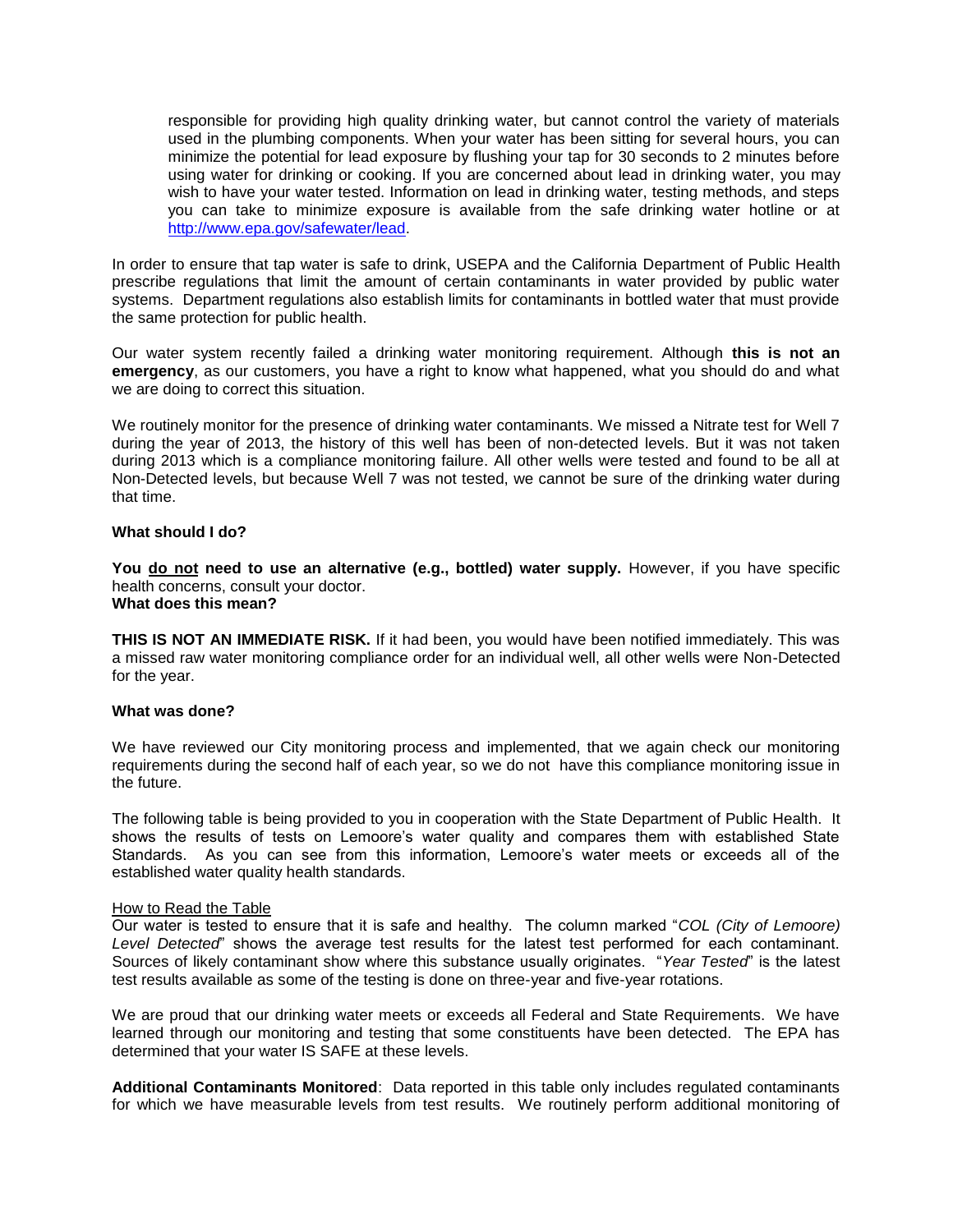responsible for providing high quality drinking water, but cannot control the variety of materials used in the plumbing components. When your water has been sitting for several hours, you can minimize the potential for lead exposure by flushing your tap for 30 seconds to 2 minutes before using water for drinking or cooking. If you are concerned about lead in drinking water, you may wish to have your water tested. Information on lead in drinking water, testing methods, and steps you can take to minimize exposure is available from the safe drinking water hotline or at [http://www.epa.gov/safewater/lead](http://www.epa.gov/safewater/lead).

In order to ensure that tap water is safe to drink, USEPA and the California Department of Public Health prescribe regulations that limit the amount of certain contaminants in water provided by public water systems. Department regulations also establish limits for contaminants in bottled water that must provide the same protection for public health.

Our water system recently failed a drinking water monitoring requirement. Although **this is not an emergency**, as our customers, you have a right to know what happened, what you should do and what we are doing to correct this situation.

We routinely monitor for the presence of drinking water contaminants. We missed a Nitrate test for Well 7 during the year of 2013, the history of this well has been of non-detected levels. But it was not taken during 2013 which is a compliance monitoring failure. All other wells were tested and found to be all at Non-Detected levels, but because Well 7 was not tested, we cannot be sure of the drinking water during that time.

**What should I do?**

**You <u>do not</u> need to use an alternative (e.g., bottled) water supply.** However, if you have specific health concerns, consult your doctor.

**What does this mean?**

**THIS IS NOT AN IMMEDIATE RISK.** If it had been, you would have been notified immediately. This was a missed raw water monitoring compliance order for an individual well, all other wells were Non-Detected for the year.

**What was done?**

We have reviewed our City monitoring process and implemented, that we again check our monitoring requirements during the second half of each year, so we do not have this compliance monitoring issue in the future.

The following table is being provided to you in cooperation with the State Department of Public Health. It shows the results of tests on Lemoore's water quality and compares them with established State Standards. As you can see from this information, Lemoore's water meets or exceeds all of the established water quality health standards.

<u>How to Read the Table</u>

Our water is tested to ensure that it is safe and healthy. The column marked "*COL (City of Lemoore) Level Detected*" shows the average test results for the latest test performed for each contaminant. Sources of likely contaminant show where this substance usually originates. "*Year Tested*" is the latest test results available as some of the testing is done on three-year and five-year rotations.

We are proud that our drinking water meets or exceeds all Federal and State Requirements. We have learned through our monitoring and testing that some constituents have been detected. The EPA has determined that your water IS SAFE at these levels.

**Additional Contaminants Monitored**: Data reported in this table only includes regulated contaminants for which we have measurable levels from test results. We routinely perform additional monitoring of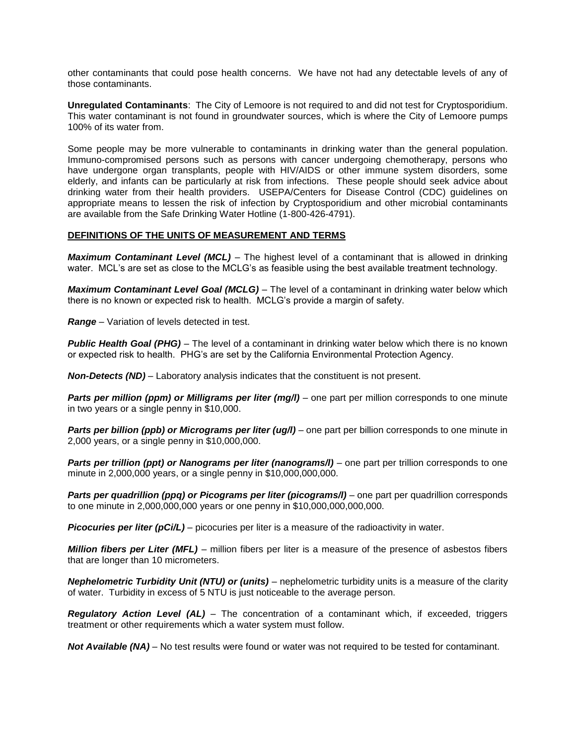other contaminants that could pose health concerns. We have not had any detectable levels of any of those contaminants.

**Unregulated Contaminants**: The City of Lemoore is not required to and did not test for Cryptosporidium. This water contaminant is not found in groundwater sources, which is where the City of Lemoore pumps 100% of its water from.

Some people may be more vulnerable to contaminants in drinking water than the general population. Immuno-compromised persons such as persons with cancer undergoing chemotherapy, persons who have undergone organ transplants, people with HIV/AIDS or other immune system disorders, some elderly, and infants can be particularly at risk from infections. These people should seek advice about drinking water from their health providers. USEPA/Centers for Disease Control (CDC) guidelines on appropriate means to lessen the risk of infection by Cryptosporidium and other microbial contaminants are available from the Safe Drinking Water Hotline (1-800-426-4791).

**DEFINITIONS OF THE UNITS OF MEASUREMENT AND TERMS**

***Maximum Contaminant Level (MCL)*** – The highest level of a contaminant that is allowed in drinking water. MCL's are set as close to the MCLG's as feasible using the best available treatment technology.

***Maximum Contaminant Level Goal (MCLG)*** – The level of a contaminant in drinking water below which there is no known or expected risk to health. MCLG's provide a margin of safety.

***Range*** – Variation of levels detected in test.

***Public Health Goal (PHG)*** – The level of a contaminant in drinking water below which there is no known or expected risk to health. PHG's are set by the California Environmental Protection Agency.

***Non-Detects (ND)*** – Laboratory analysis indicates that the constituent is not present.

***Parts per million (ppm) or Milligrams per liter (mg/l)*** – one part per million corresponds to one minute in two years or a single penny in $10,000.

***Parts per billion (ppb) or Micrograms per liter (ug/l)*** – one part per billion corresponds to one minute in 2,000 years, or a single penny in $10,000,000.

***Parts per trillion (ppt) or Nanograms per liter (nanograms/l)*** – one part per trillion corresponds to one minute in 2,000,000 years, or a single penny in $10,000,000,000.

***Parts per quadrillion (ppq) or Picograms per liter (picograms/l)*** – one part per quadrillion corresponds to one minute in 2,000,000,000 years or one penny in $10,000,000,000,000.

***Picocuries per liter (pCi/L)*** – picocuries per liter is a measure of the radioactivity in water.

***Million fibers per Liter (MFL)*** – million fibers per liter is a measure of the presence of asbestos fibers that are longer than 10 micrometers.

***Nephelometric Turbidity Unit (NTU) or (units)*** – nephelometric turbidity units is a measure of the clarity of water. Turbidity in excess of 5 NTU is just noticeable to the average person.

***Regulatory Action Level (AL)*** – The concentration of a contaminant which, if exceeded, triggers treatment or other requirements which a water system must follow.

***Not Available (NA)*** – No test results were found or water was not required to be tested for contaminant.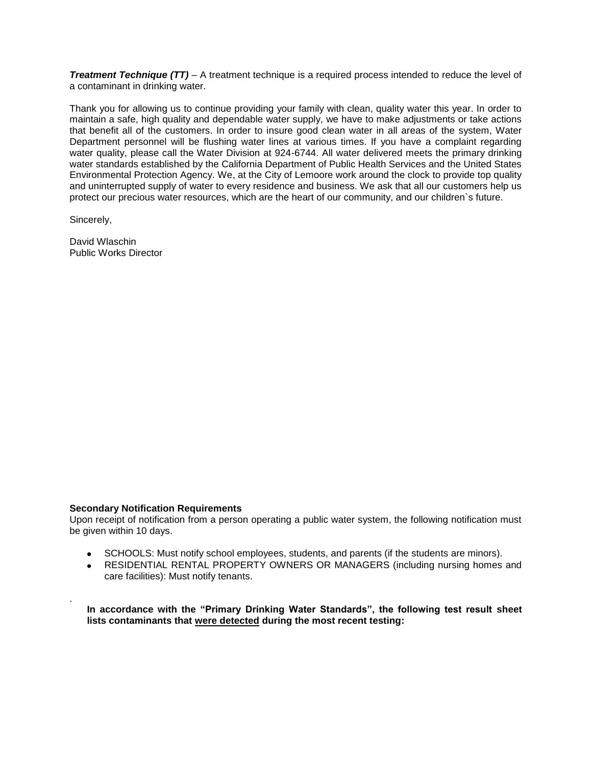***Treatment Technique (TT)*** – A treatment technique is a required process intended to reduce the level of a contaminant in drinking water.

Thank you for allowing us to continue providing your family with clean, quality water this year. In order to maintain a safe, high quality and dependable water supply, we have to make adjustments or take actions that benefit all of the customers. In order to insure good clean water in all areas of the system, Water Department personnel will be flushing water lines at various times. If you have a complaint regarding water quality, please call the Water Division at 924-6744. All water delivered meets the primary drinking water standards established by the California Department of Public Health Services and the United States Environmental Protection Agency. We, at the City of Lemoore work around the clock to provide top quality and uninterrupted supply of water to every residence and business. We ask that all our customers help us protect our precious water resources, which are the heart of our community, and our children`s future.

Sincerely,

David Wlaschin
Public Works Director

**Secondary Notification Requirements**
Upon receipt of notification from a person operating a public water system, the following notification must be given within 10 days.

- SCHOOLS: Must notify school employees, students, and parents (if the students are minors).
- RESIDENTIAL RENTAL PROPERTY OWNERS OR MANAGERS (including nursing homes and care facilities): Must notify tenants.

.

**In accordance with the "Primary Drinking Water Standards", the following test result sheet lists contaminants that <u>were detected</u> during the most recent testing:**